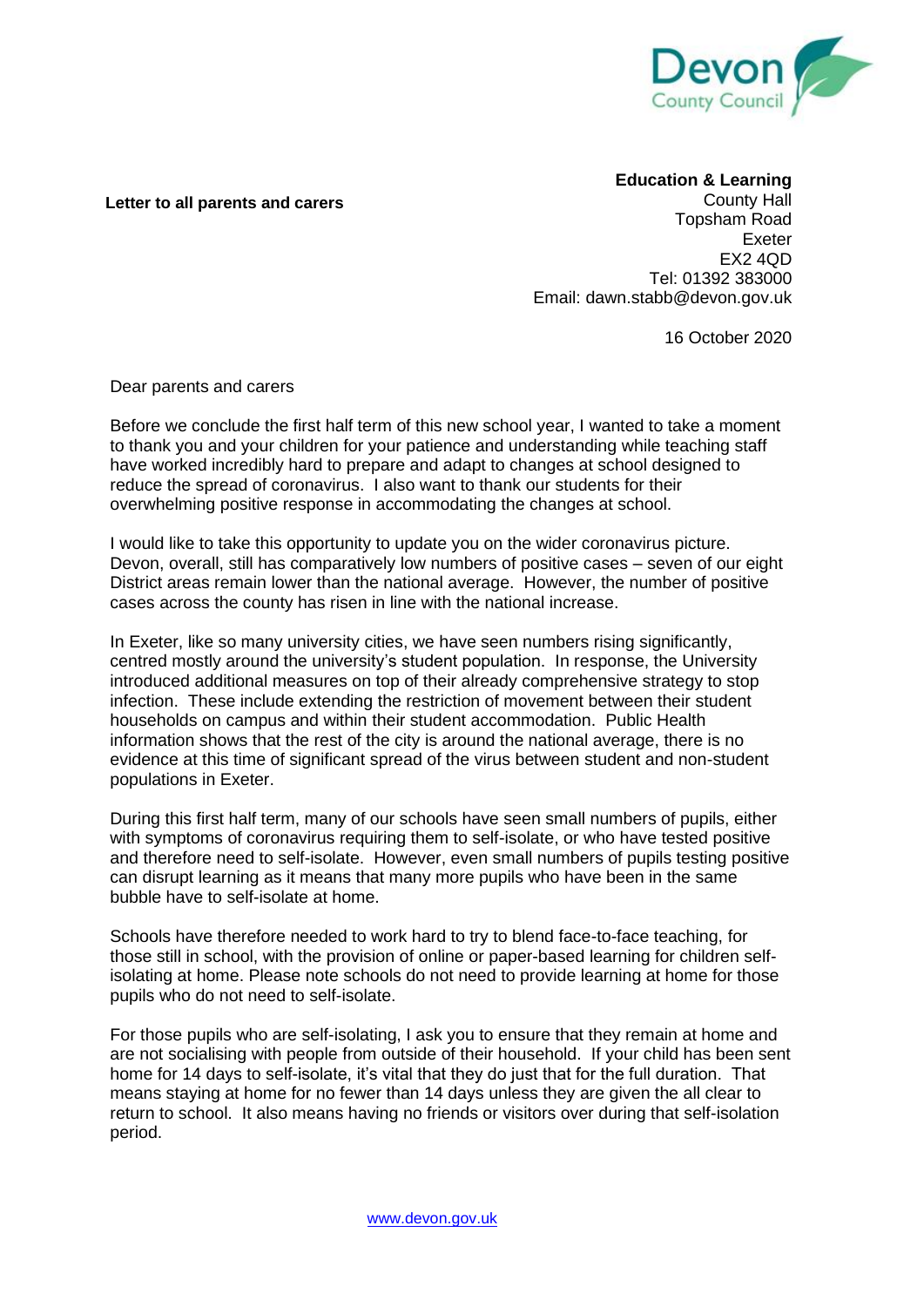Devon County Council

**Letter to all parents and carers**

**Education & Learning**
County Hall
Topsham Road
Exeter
EX2 4QD
Tel: 01392 383000
Email: dawn.stabb@devon.gov.uk

16 October 2020

Dear parents and carers

Before we conclude the first half term of this new school year, I wanted to take a moment to thank you and your children for your patience and understanding while teaching staff have worked incredibly hard to prepare and adapt to changes at school designed to reduce the spread of coronavirus. I also want to thank our students for their overwhelming positive response in accommodating the changes at school.

I would like to take this opportunity to update you on the wider coronavirus picture. Devon, overall, still has comparatively low numbers of positive cases – seven of our eight District areas remain lower than the national average. However, the number of positive cases across the county has risen in line with the national increase.

In Exeter, like so many university cities, we have seen numbers rising significantly, centred mostly around the university's student population. In response, the University introduced additional measures on top of their already comprehensive strategy to stop infection. These include extending the restriction of movement between their student households on campus and within their student accommodation. Public Health information shows that the rest of the city is around the national average, there is no evidence at this time of significant spread of the virus between student and non-student populations in Exeter.

During this first half term, many of our schools have seen small numbers of pupils, either with symptoms of coronavirus requiring them to self-isolate, or who have tested positive and therefore need to self-isolate. However, even small numbers of pupils testing positive can disrupt learning as it means that many more pupils who have been in the same bubble have to self-isolate at home.

Schools have therefore needed to work hard to try to blend face-to-face teaching, for those still in school, with the provision of online or paper-based learning for children self-isolating at home. Please note schools do not need to provide learning at home for those pupils who do not need to self-isolate.

For those pupils who are self-isolating, I ask you to ensure that they remain at home and are not socialising with people from outside of their household. If your child has been sent home for 14 days to self-isolate, it's vital that they do just that for the full duration. That means staying at home for no fewer than 14 days unless they are given the all clear to return to school. It also means having no friends or visitors over during that self-isolation period.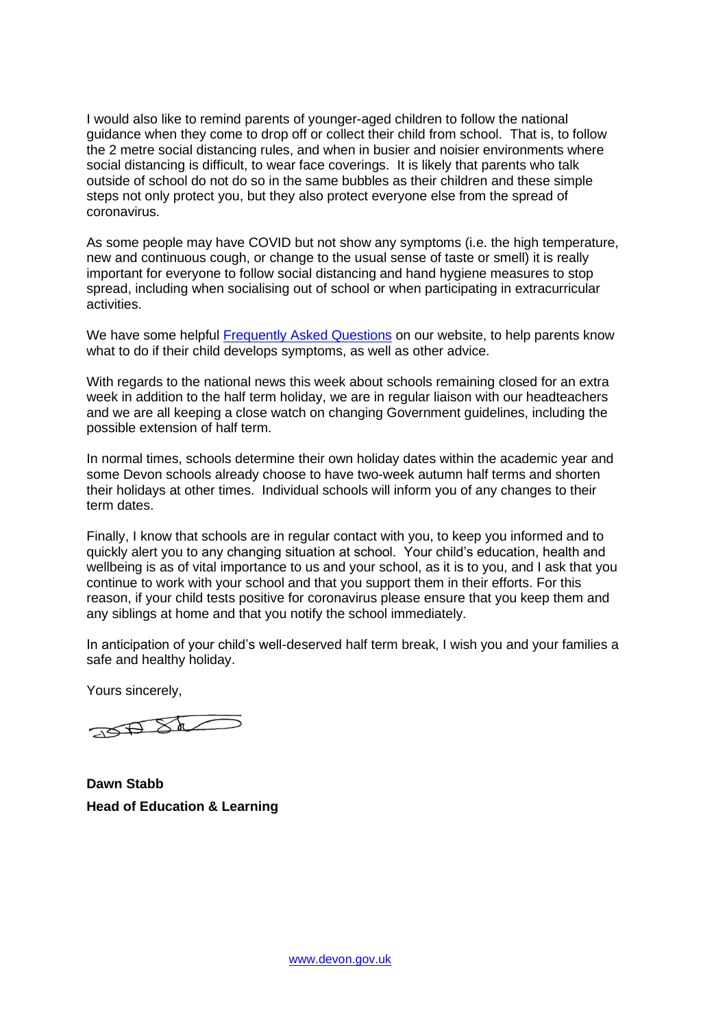I would also like to remind parents of younger-aged children to follow the national guidance when they come to drop off or collect their child from school. That is, to follow the 2 metre social distancing rules, and when in busier and noisier environments where social distancing is difficult, to wear face coverings. It is likely that parents who talk outside of school do not do so in the same bubbles as their children and these simple steps not only protect you, but they also protect everyone else from the spread of coronavirus.

As some people may have COVID but not show any symptoms (i.e. the high temperature, new and continuous cough, or change to the usual sense of taste or smell) it is really important for everyone to follow social distancing and hand hygiene measures to stop spread, including when socialising out of school or when participating in extracurricular activities.

We have some helpful [Frequently Asked Questions] on our website, to help parents know what to do if their child develops symptoms, as well as other advice.

With regards to the national news this week about schools remaining closed for an extra week in addition to the half term holiday, we are in regular liaison with our headteachers and we are all keeping a close watch on changing Government guidelines, including the possible extension of half term.

In normal times, schools determine their own holiday dates within the academic year and some Devon schools already choose to have two-week autumn half terms and shorten their holidays at other times. Individual schools will inform you of any changes to their term dates.

Finally, I know that schools are in regular contact with you, to keep you informed and to quickly alert you to any changing situation at school. Your child's education, health and wellbeing is as of vital importance to us and your school, as it is to you, and I ask that you continue to work with your school and that you support them in their efforts. For this reason, if your child tests positive for coronavirus please ensure that you keep them and any siblings at home and that you notify the school immediately.

In anticipation of your child's well-deserved half term break, I wish you and your families a safe and healthy holiday.

Yours sincerely,

**Dawn Stabb**
**Head of Education & Learning**

www.devon.gov.uk